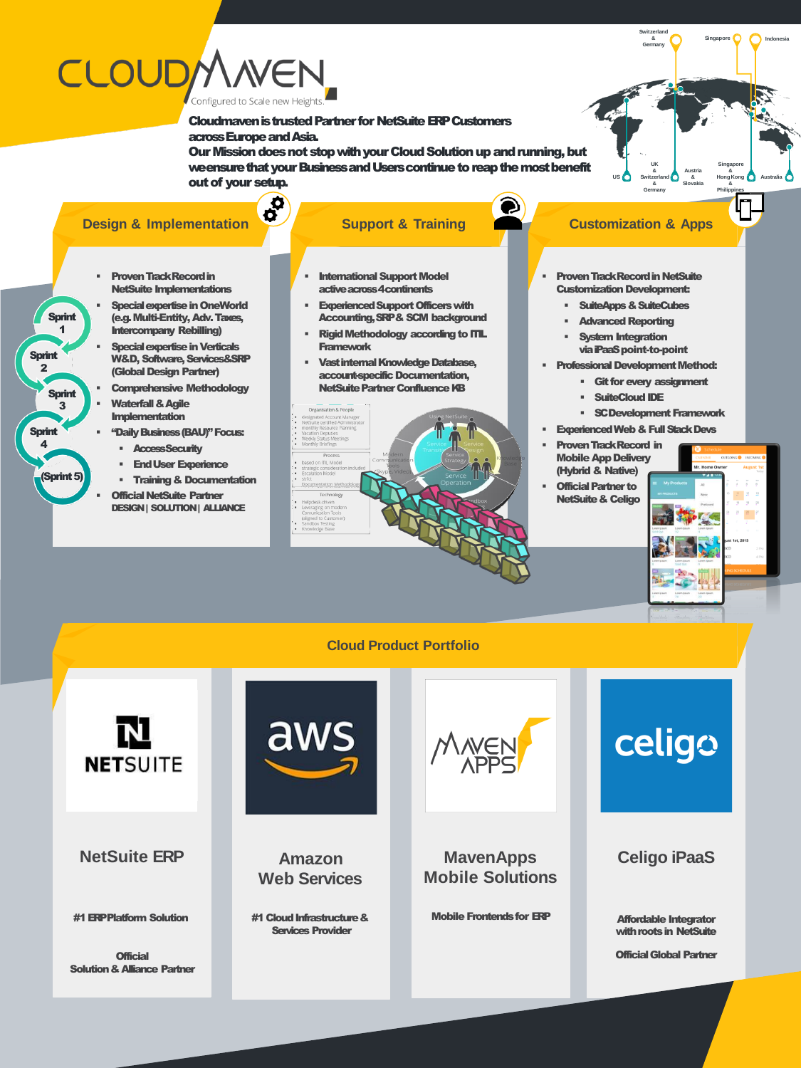# CLOUDMAVEN

Configured to Scale new Heights.

**Cloudmaven is trusted Partner for NetSuite ERP Customers across Europe and Asia.**
**Our Mission does not stop with your Cloud Solution up and running, but we ensure that your Business and Users continue to reap the most benefit out of your setup.**

Switzerland & Germany · Singapore · Indonesia · US · UK & Switzerland & Germany · Austria & Slovakia · Singapore & Hong Kong & Philippines · Australia

## Design & Implementation

- **Proven Track Record in NetSuite Implementations**
- **Special expertise in OneWorld (e.g. Multi-Entity, Adv. Taxes, Intercompany Rebilling)**
- **Special expertise in Verticals W&D, Software, Services&SRP (Global Design Partner)**
- **Comprehensive Methodology**
- **Waterfall & Agile Implementation**
- **"Daily Business (BAU)" Focus:**
  - **Access Security**
  - **End User Experience**
  - **Training & Documentation**
- **Official NetSuite Partner DESIGN | SOLUTION | ALLIANCE**

Sprint 1 · Sprint 2 · Sprint 3 · Sprint 4 · (Sprint 5)

## Support & Training

- **International Support Model active across 4 continents**
- **Experienced Support Officers with Accounting, SRP & SCM background**
- **Rigid Methodology according to ITIL Framework**
- **Vast internal Knowledge Database, account-specific Documentation, NetSuite Partner Confluence KB**

## Customization & Apps

- **Proven Track Record in NetSuite Customization Development:**
  - **SuiteApps & SuiteCubes**
  - **Advanced Reporting**
  - **System Integration via iPaaS point-to-point**
- **Professional Development Method:**
  - **Git for every assignment**
  - **SuiteCloud IDE**
  - **SC Development Framework**
- **Experienced Web & Full Stack Devs**
- **Proven Track Record in Mobile App Delivery (Hybrid & Native)**
- **Official Partner to NetSuite & Celigo**

## Cloud Product Portfolio

### NetSuite ERP

**#1 ERP Platform Solution**

**Official Solution & Alliance Partner**

### Amazon Web Services

**#1 Cloud Infrastructure & Services Provider**

### MavenApps Mobile Solutions

**Mobile Frontends for ERP**

### Celigo iPaaS

**Affordable Integrator with roots in NetSuite**

**Official Global Partner**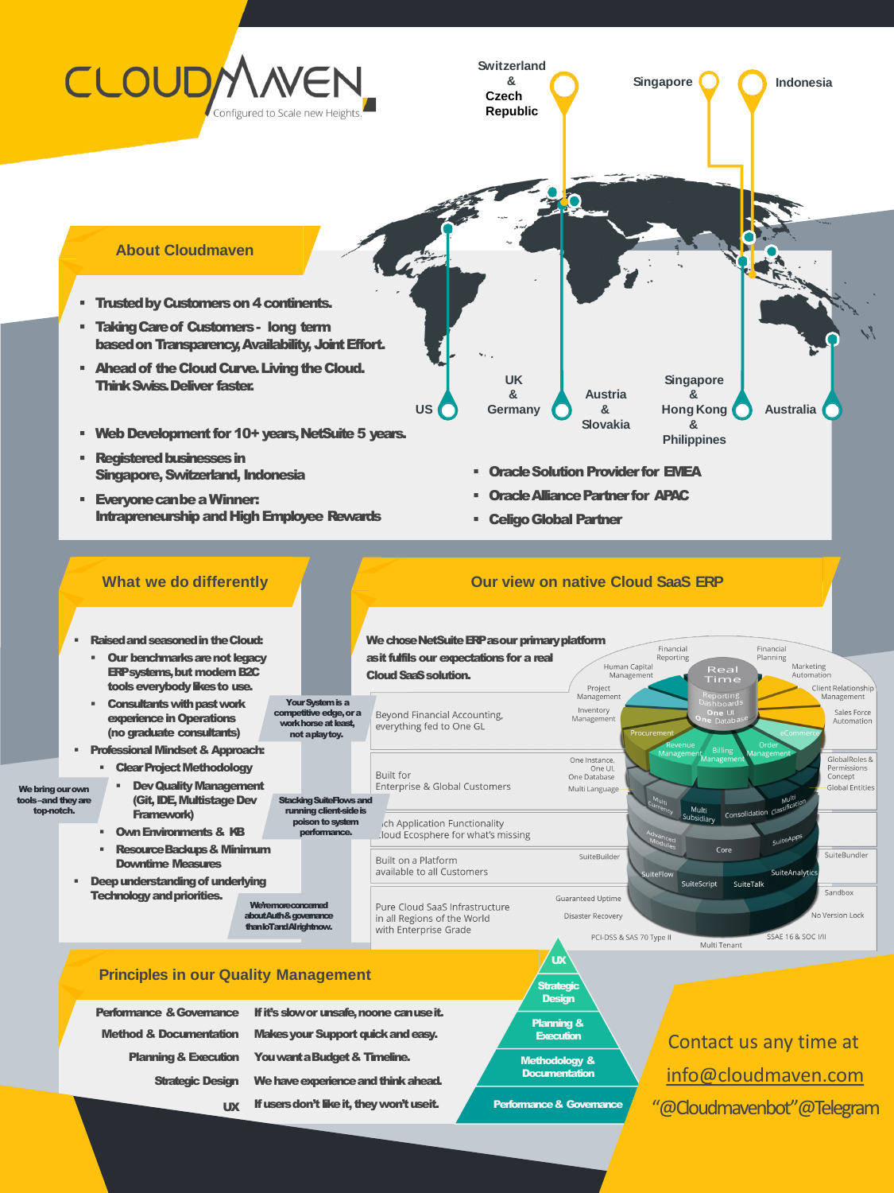# CLOUDMAVEN

Configured to Scale new Heights.

Switzerland & Czech Republic

Singapore

Indonesia

US

UK & Germany

Austria & Slovakia

Singapore & Hong Kong & Philippines

Australia

## About Cloudmaven

- Trusted by Customers on 4 continents.
- Taking Care of Customers - long term based on Transparency, Availability, Joint Effort.
- Ahead of the Cloud Curve. Living the Cloud. Think Swiss. Deliver faster.
- Web Development for 10+ years, NetSuite 5 years.
- Registered businesses in Singapore, Switzerland, Indonesia
- Everyone can be a Winner: Intrapreneurship and High Employee Rewards

- Oracle Solution Provider for EMEA
- Oracle Alliance Partner for APAC
- Celigo Global Partner

## What we do differently

- Raised and seasoned in the Cloud:
  - Our benchmarks are not legacy ERP systems, but modern B2C tools everybody likes to use.
  - Consultants with past work experience in Operations (no graduate consultants)
- Professional Mindset & Approach:
  - Clear Project Methodology
    - Dev Quality Management (Git, IDE, Multistage Dev Framework)
  - Own Environments & KB
  - Resource Backups & Minimum Downtime Measures
- Deep understanding of underlying Technology and priorities.

Your System is a competitive edge, or a workhorse at least, not a play toy.

We bring our own tools – and they are top-notch.

Stacking SuiteFlows and running client-side is poison to system performance.

We're more concerned about Auth & governance than IoT and AI right now.

## Our view on native Cloud SaaS ERP

We chose NetSuite ERP as our primary platform as it fulfils our expectations for a real Cloud SaaS solution.

Beyond Financial Accounting, everything fed to One GL

Built for Enterprise & Global Customers

Rich Application Functionality Cloud Ecosphere for what's missing

Built on a Platform available to all Customers

Pure Cloud SaaS Infrastructure in all Regions of the World with Enterprise Grade

Financial Reporting, Financial Planning, Human Capital Management, Marketing Automation, Project Management, Client Relationship Management, Inventory Management, Sales Force Automation, Real Time, Reporting Dashboards, One UI, One Database, Procurement, eCommerce, Revenue Management, Billing Management, Order Management, One Instance, One UI, One Database, Multi Language, GlobalRoles & Permissions Concept, Global Entities, Multi Currency, Multi Subsidiary, Consolidation, Multi Classification, Advanced Modules, Core, SuiteApps, SuiteBuilder, SuiteBundler, SuiteFlow, SuiteScript, SuiteTalk, SuiteAnalytics, Sandbox, Guaranteed Uptime, Disaster Recovery, No Version Lock, PCI-DSS & SAS 70 Type II, SSAE 16 & SOC I/II, Multi Tenant

## Principles in our Quality Management

| | |
|---|---|
| Performance & Governance | If it's slow or unsafe, noone can use it. |
| Method & Documentation | Makes your Support quick and easy. |
| Planning & Execution | You want a Budget & Timeline. |
| Strategic Design | We have experience and think ahead. |
| UX | If users don't like it, they won't use it. |

UX

Strategic Design

Planning & Execution

Methodology & Documentation

Performance & Governance

Contact us any time at [info@cloudmaven.com](mailto:info@cloudmaven.com)

"@Cloudmavenbot"@Telegram